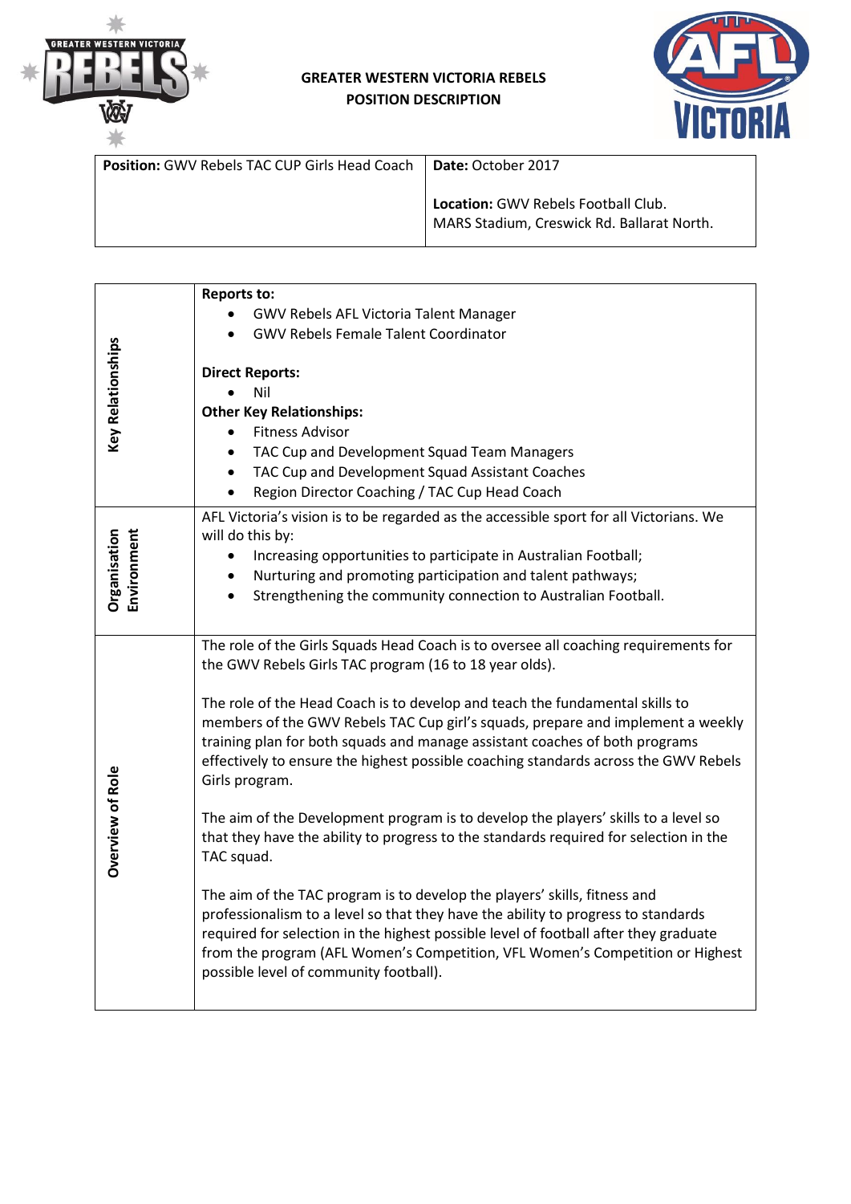# GREATER WESTERN VICTORIA REBELS
## POSITION DESCRIPTION

| **Position:** GWV Rebels TAC CUP Girls Head Coach | **Date:** October 2017<br><br>**Location:** GWV Rebels Football Club. MARS Stadium, Creswick Rd. Ballarat North. |
|---|---|

| | |
|---|---|
| **Key Relationships** | **Reports to:**<br>• GWV Rebels AFL Victoria Talent Manager<br>• GWV Rebels Female Talent Coordinator<br><br>**Direct Reports:**<br>• Nil<br>**Other Key Relationships:**<br>• Fitness Advisor<br>• TAC Cup and Development Squad Team Managers<br>• TAC Cup and Development Squad Assistant Coaches<br>• Region Director Coaching / TAC Cup Head Coach |
| **Organisation Environment** | AFL Victoria's vision is to be regarded as the accessible sport for all Victorians. We will do this by:<br>• Increasing opportunities to participate in Australian Football;<br>• Nurturing and promoting participation and talent pathways;<br>• Strengthening the community connection to Australian Football. |
| **Overview of Role** | The role of the Girls Squads Head Coach is to oversee all coaching requirements for the GWV Rebels Girls TAC program (16 to 18 year olds).<br><br>The role of the Head Coach is to develop and teach the fundamental skills to members of the GWV Rebels TAC Cup girl's squads, prepare and implement a weekly training plan for both squads and manage assistant coaches of both programs effectively to ensure the highest possible coaching standards across the GWV Rebels Girls program.<br><br>The aim of the Development program is to develop the players' skills to a level so that they have the ability to progress to the standards required for selection in the TAC squad.<br><br>The aim of the TAC program is to develop the players' skills, fitness and professionalism to a level so that they have the ability to progress to standards required for selection in the highest possible level of football after they graduate from the program (AFL Women's Competition, VFL Women's Competition or Highest possible level of community football). |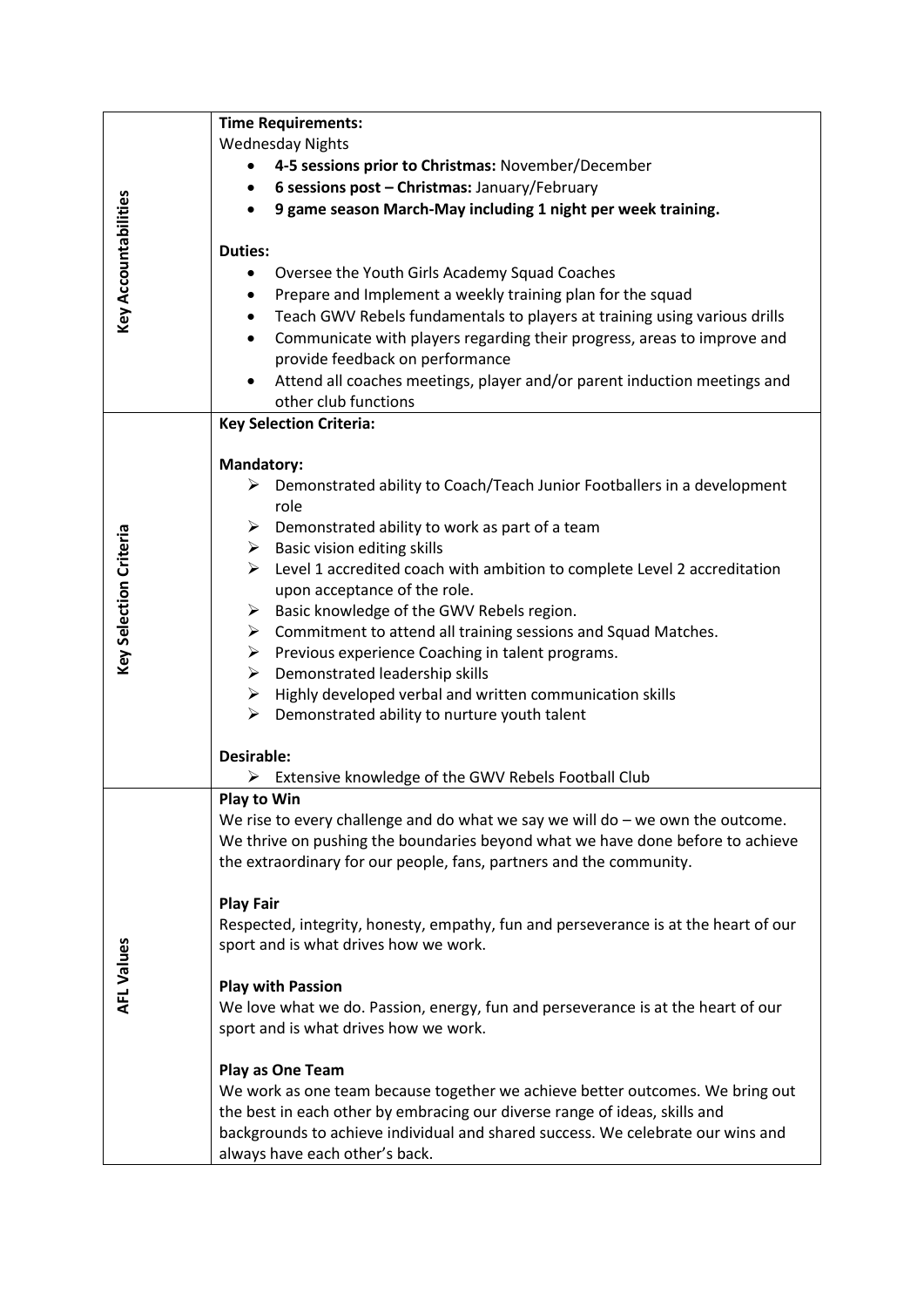| | |
|---|---|
| **Key Accountabilities** | **Time Requirements:**<br>Wednesday Nights<br>• **4-5 sessions prior to Christmas:** November/December<br>• **6 sessions post – Christmas:** January/February<br>• **9 game season March-May including 1 night per week training.**<br><br>**Duties:**<br>• Oversee the Youth Girls Academy Squad Coaches<br>• Prepare and Implement a weekly training plan for the squad<br>• Teach GWV Rebels fundamentals to players at training using various drills<br>• Communicate with players regarding their progress, areas to improve and provide feedback on performance<br>• Attend all coaches meetings, player and/or parent induction meetings and other club functions |
| **Key Selection Criteria** | **Key Selection Criteria:**<br><br>**Mandatory:**<br>➢ Demonstrated ability to Coach/Teach Junior Footballers in a development role<br>➢ Demonstrated ability to work as part of a team<br>➢ Basic vision editing skills<br>➢ Level 1 accredited coach with ambition to complete Level 2 accreditation upon acceptance of the role.<br>➢ Basic knowledge of the GWV Rebels region.<br>➢ Commitment to attend all training sessions and Squad Matches.<br>➢ Previous experience Coaching in talent programs.<br>➢ Demonstrated leadership skills<br>➢ Highly developed verbal and written communication skills<br>➢ Demonstrated ability to nurture youth talent<br><br>**Desirable:**<br>➢ Extensive knowledge of the GWV Rebels Football Club |
| **AFL Values** | **Play to Win**<br>We rise to every challenge and do what we say we will do – we own the outcome. We thrive on pushing the boundaries beyond what we have done before to achieve the extraordinary for our people, fans, partners and the community.<br><br>**Play Fair**<br>Respected, integrity, honesty, empathy, fun and perseverance is at the heart of our sport and is what drives how we work.<br><br>**Play with Passion**<br>We love what we do. Passion, energy, fun and perseverance is at the heart of our sport and is what drives how we work.<br><br>**Play as One Team**<br>We work as one team because together we achieve better outcomes. We bring out the best in each other by embracing our diverse range of ideas, skills and backgrounds to achieve individual and shared success. We celebrate our wins and always have each other's back. |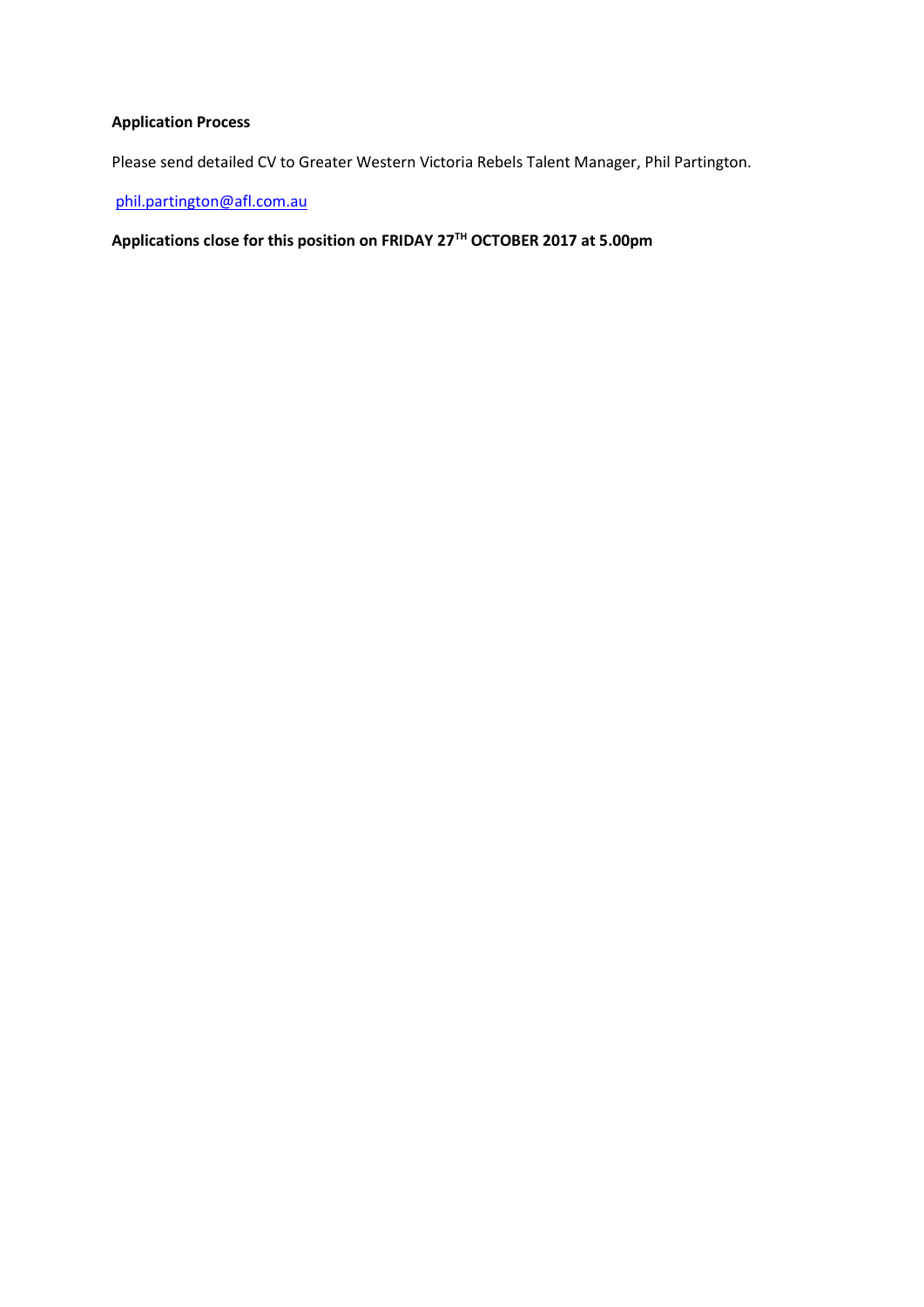**Application Process**

Please send detailed CV to Greater Western Victoria Rebels Talent Manager, Phil Partington.

phil.partington@afl.com.au

**Applications close for this position on FRIDAY 27TH OCTOBER 2017 at 5.00pm**